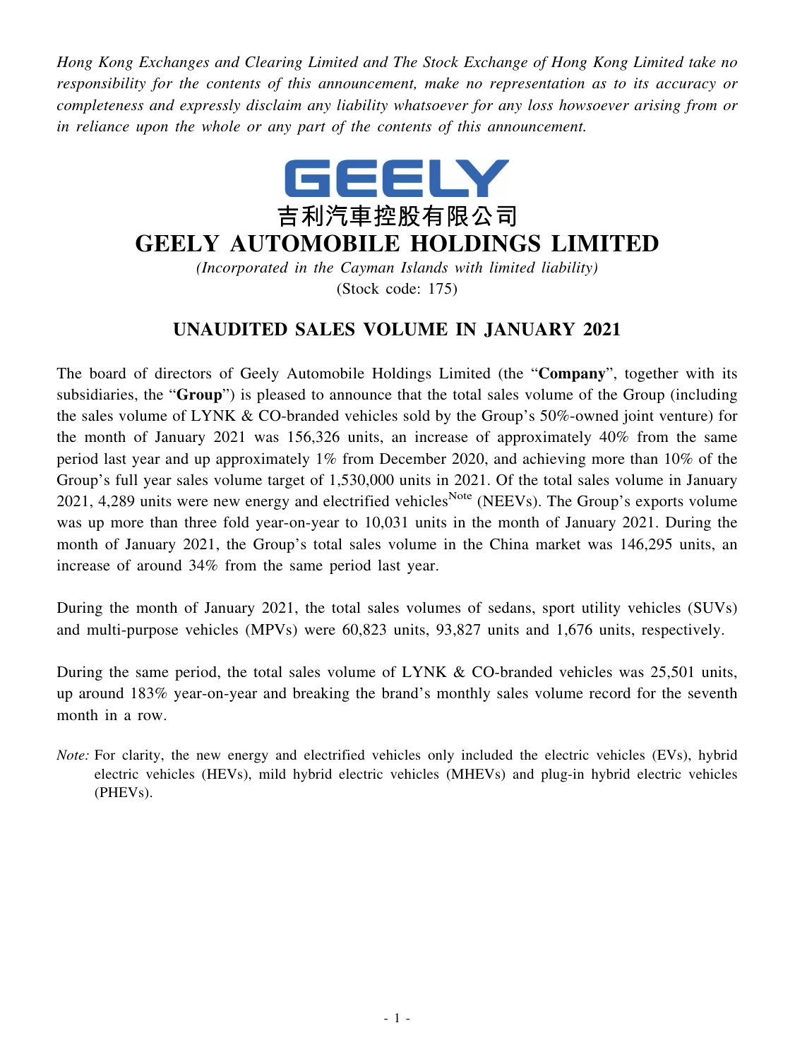*Hong Kong Exchanges and Clearing Limited and The Stock Exchange of Hong Kong Limited take no responsibility for the contents of this announcement, make no representation as to its accuracy or completeness and expressly disclaim any liability whatsoever for any loss howsoever arising from or in reliance upon the whole or any part of the contents of this announcement.*

GEELY

吉利汽車控股有限公司

# GEELY AUTOMOBILE HOLDINGS LIMITED

*(Incorporated in the Cayman Islands with limited liability)*

(Stock code: 175)

## UNAUDITED SALES VOLUME IN JANUARY 2021

The board of directors of Geely Automobile Holdings Limited (the "**Company**", together with its subsidiaries, the "**Group**") is pleased to announce that the total sales volume of the Group (including the sales volume of LYNK & CO-branded vehicles sold by the Group's 50%-owned joint venture) for the month of January 2021 was 156,326 units, an increase of approximately 40% from the same period last year and approximately 1% from December 2020, and achieving more than 10% of the Group's full year sales volume target of 1,530,000 units in 2021. Of the total sales volume in January 2021, 4,289 units were new energy and electrified vehicles[Note] (NEEVs). The Group's exports volume was up more than three fold year-on-year to 10,031 units in the month of January 2021. During the month of January 2021, the Group's total sales volume in the China market was 146,295 units, an increase of around 34% from the same period last year.

During the month of January 2021, the total sales volumes of sedans, sport utility vehicles (SUVs) and multi-purpose vehicles (MPVs) were 60,823 units, 93,827 units and 1,676 units, respectively.

During the same period, the total sales volume of LYNK & CO-branded vehicles was 25,501 units, up around 183% year-on-year and breaking the brand's monthly sales volume record for the seventh month in a row.

*Note:* For clarity, the new energy and electrified vehicles only included the electric vehicles (EVs), hybrid electric vehicles (HEVs), mild hybrid electric vehicles (MHEVs) and plug-in hybrid electric vehicles (PHEVs).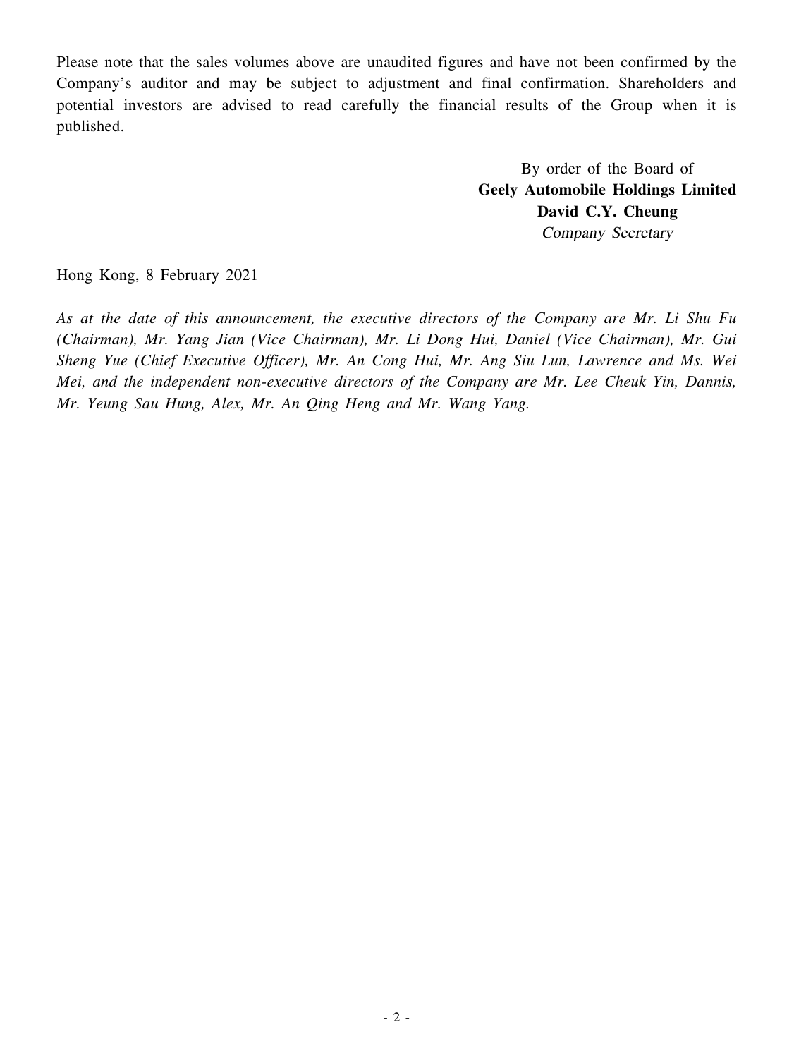Please note that the sales volumes above are unaudited figures and have not been confirmed by the Company's auditor and may be subject to adjustment and final confirmation. Shareholders and potential investors are advised to read carefully the financial results of the Group when it is published.

By order of the Board of
**Geely Automobile Holdings Limited**
**David C.Y. Cheung**
*Company Secretary*

Hong Kong, 8 February 2021

*As at the date of this announcement, the executive directors of the Company are Mr. Li Shu Fu (Chairman), Mr. Yang Jian (Vice Chairman), Mr. Li Dong Hui, Daniel (Vice Chairman), Mr. Gui Sheng Yue (Chief Executive Officer), Mr. An Cong Hui, Mr. Ang Siu Lun, Lawrence and Ms. Wei Mei, and the independent non-executive directors of the Company are Mr. Lee Cheuk Yin, Dannis, Mr. Yeung Sau Hung, Alex, Mr. An Qing Heng and Mr. Wang Yang.*